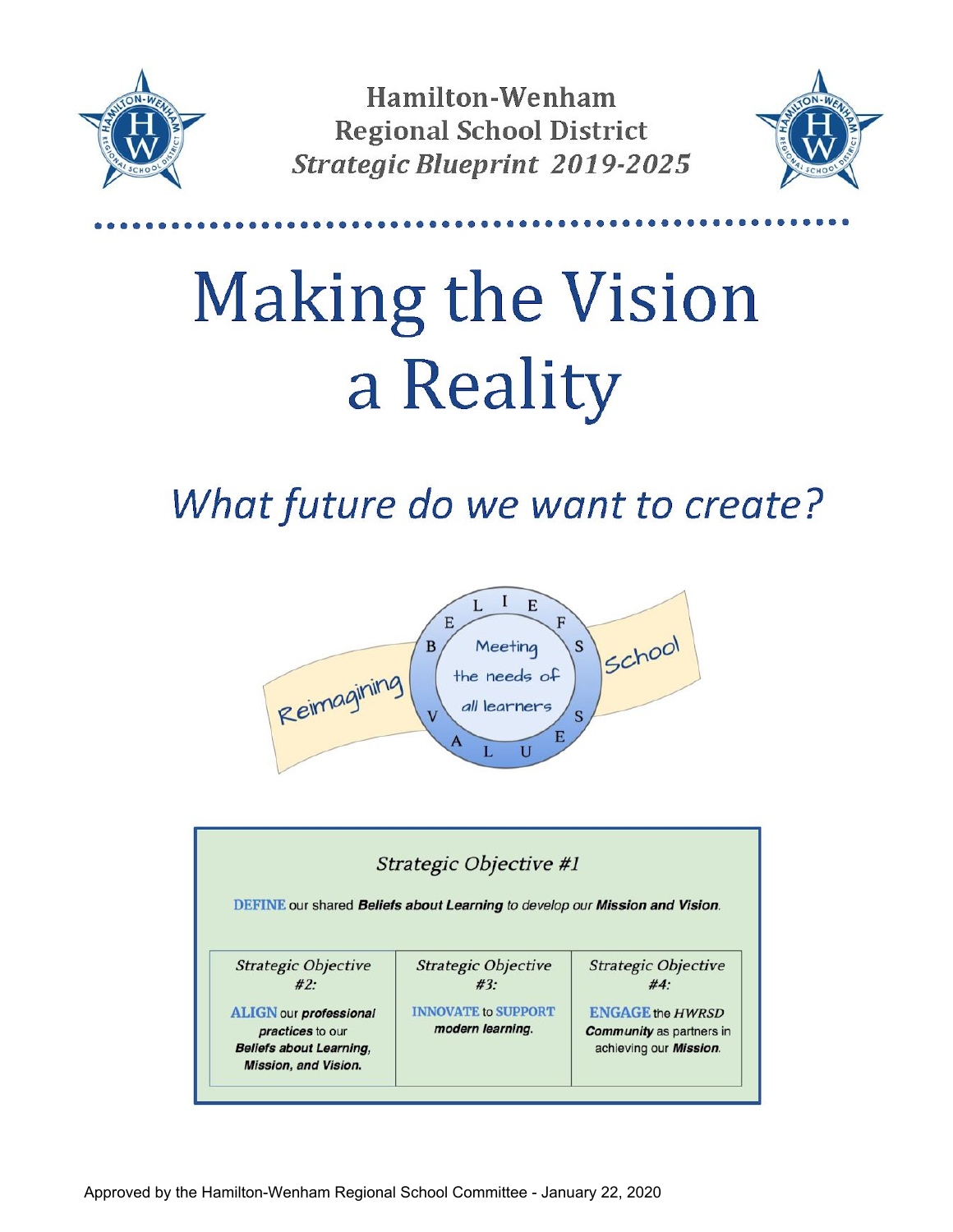# Hamilton-Wenham Regional School District

*Strategic Blueprint 2019-2025*

# Making the Vision a Reality

## *What future do we want to create?*

Reimagining School

BELIEFS VALUES

Meeting the needs of all learners

### *Strategic Objective #1*

**DEFINE** our shared ***Beliefs about Learning*** *to develop our* ***Mission and Vision****.*

| *Strategic Objective #2:* | *Strategic Objective #3:* | *Strategic Objective #4:* |
|---|---|---|
| **ALIGN** our ***professional practices*** to our ***Beliefs about Learning, Mission, and Vision.*** | **INNOVATE** to **SUPPORT** ***modern learning.*** | **ENGAGE** the *HWRSD* ***Community*** as partners in achieving our ***Mission****.* |

Approved by the Hamilton-Wenham Regional School Committee - January 22, 2020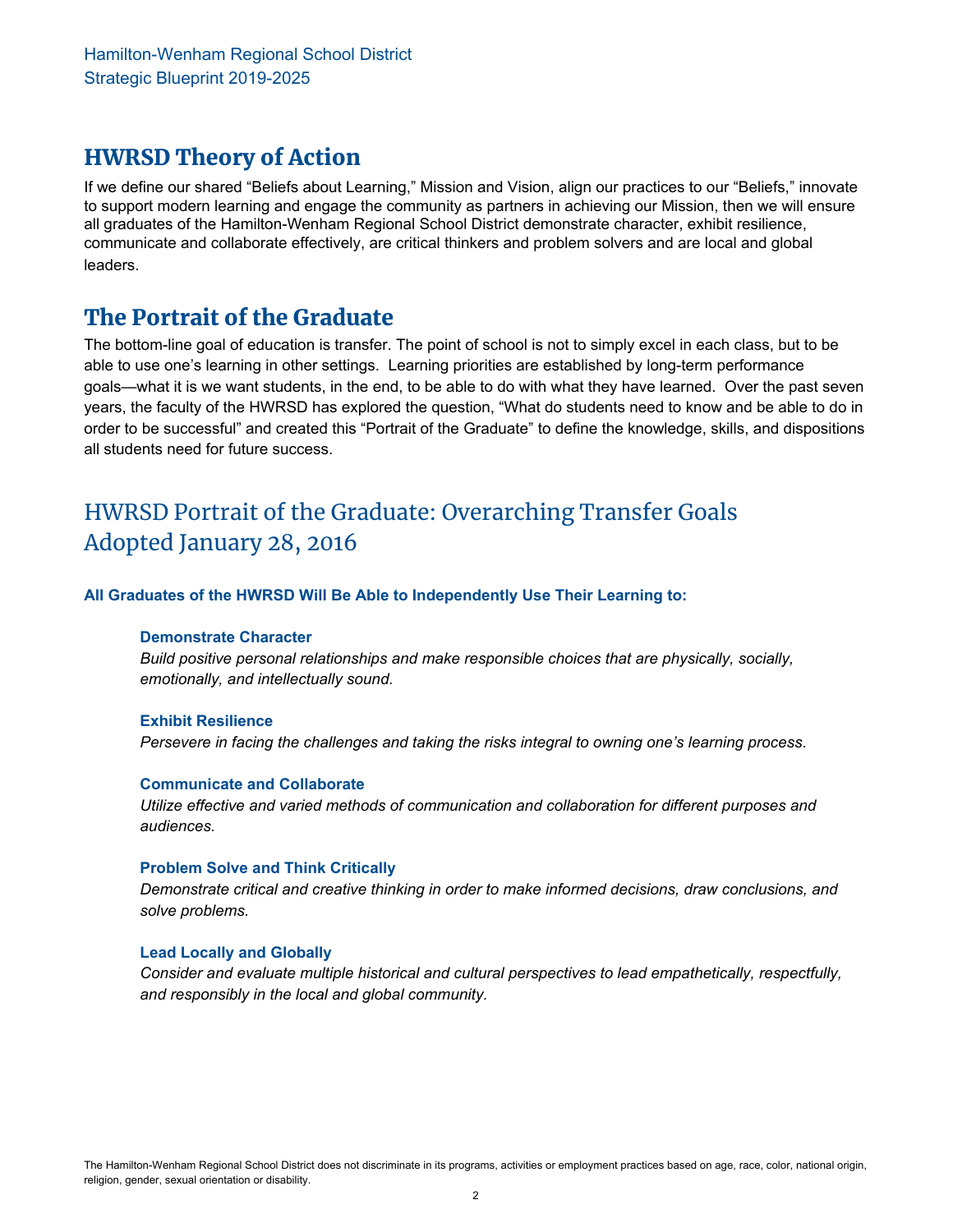## HWRSD Theory of Action

If we define our shared "Beliefs about Learning," Mission and Vision, align our practices to our "Beliefs," innovate to support modern learning and engage the community as partners in achieving our Mission, then we will ensure all graduates of the Hamilton-Wenham Regional School District demonstrate character, exhibit resilience, communicate and collaborate effectively, are critical thinkers and problem solvers and are local and global leaders.

## The Portrait of the Graduate

The bottom-line goal of education is transfer. The point of school is not to simply excel in each class, but to be able to use one's learning in other settings. Learning priorities are established by long-term performance goals—what it is we want students, in the end, to be able to do with what they have learned. Over the past seven years, the faculty of the HWRSD has explored the question, "What do students need to know and be able to do in order to be successful" and created this "Portrait of the Graduate" to define the knowledge, skills, and dispositions all students need for future success.

## HWRSD Portrait of the Graduate: Overarching Transfer Goals Adopted January 28, 2016

**All Graduates of the HWRSD Will Be Able to Independently Use Their Learning to:**

**Demonstrate Character**
*Build positive personal relationships and make responsible choices that are physically, socially, emotionally, and intellectually sound.*

**Exhibit Resilience**
*Persevere in facing the challenges and taking the risks integral to owning one's learning process.*

**Communicate and Collaborate**
*Utilize effective and varied methods of communication and collaboration for different purposes and audiences.*

**Problem Solve and Think Critically**
*Demonstrate critical and creative thinking in order to make informed decisions, draw conclusions, and solve problems.*

**Lead Locally and Globally**
*Consider and evaluate multiple historical and cultural perspectives to lead empathetically, respectfully, and responsibly in the local and global community.*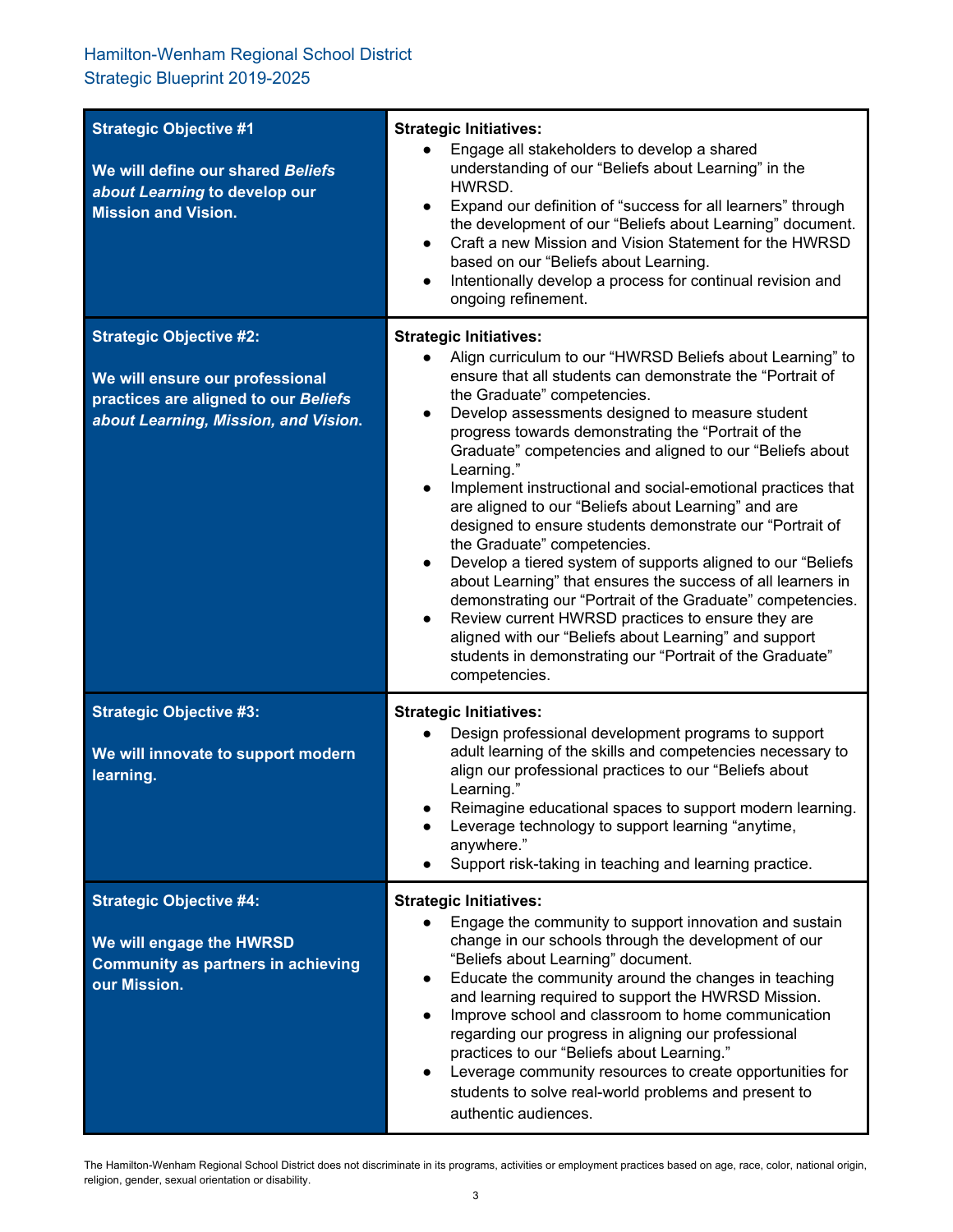Hamilton-Wenham Regional School District
Strategic Blueprint 2019-2025

| Strategic Objective | Strategic Initiatives |
| --- | --- |
| **Strategic Objective #1**<br><br>**We will define our shared *Beliefs about Learning* to develop our Mission and Vision.** | **Strategic Initiatives:**<br>● Engage all stakeholders to develop a shared understanding of our "Beliefs about Learning" in the HWRSD.<br>● Expand our definition of "success for all learners" through the development of our "Beliefs about Learning" document.<br>● Craft a new Mission and Vision Statement for the HWRSD based on our "Beliefs about Learning.<br>● Intentionally develop a process for continual revision and ongoing refinement. |
| **Strategic Objective #2:**<br><br>**We will ensure our professional practices are aligned to our *Beliefs about Learning, Mission, and Vision.*** | **Strategic Initiatives:**<br>● Align curriculum to our "HWRSD Beliefs about Learning" to ensure that all students can demonstrate the "Portrait of the Graduate" competencies.<br>● Develop assessments designed to measure student progress towards demonstrating the "Portrait of the Graduate" competencies and aligned to our "Beliefs about Learning."<br>● Implement instructional and social-emotional practices that are aligned to our "Beliefs about Learning" and are designed to ensure students demonstrate our "Portrait of the Graduate" competencies.<br>● Develop a tiered system of supports aligned to our "Beliefs about Learning" that ensures the success of all learners in demonstrating our "Portrait of the Graduate" competencies.<br>● Review current HWRSD practices to ensure they are aligned with our "Beliefs about Learning" and support students in demonstrating our "Portrait of the Graduate" competencies. |
| **Strategic Objective #3:**<br><br>**We will innovate to support modern learning.** | **Strategic Initiatives:**<br>● Design professional development programs to support adult learning of the skills and competencies necessary to align our professional practices to our "Beliefs about Learning."<br>● Reimagine educational spaces to support modern learning.<br>● Leverage technology to support learning "anytime, anywhere."<br>● Support risk-taking in teaching and learning practice. |
| **Strategic Objective #4:**<br><br>**We will engage the HWRSD Community as partners in achieving our Mission.** | **Strategic Initiatives:**<br>● Engage the community to support innovation and sustain change in our schools through the development of our "Beliefs about Learning" document.<br>● Educate the community around the changes in teaching and learning required to support the HWRSD Mission.<br>● Improve school and classroom to home communication regarding our progress in aligning our professional practices to our "Beliefs about Learning."<br>● Leverage community resources to create opportunities for students to solve real-world problems and present to authentic audiences. |

The Hamilton-Wenham Regional School District does not discriminate in its programs, activities or employment practices based on age, race, color, national origin, religion, gender, sexual orientation or disability.